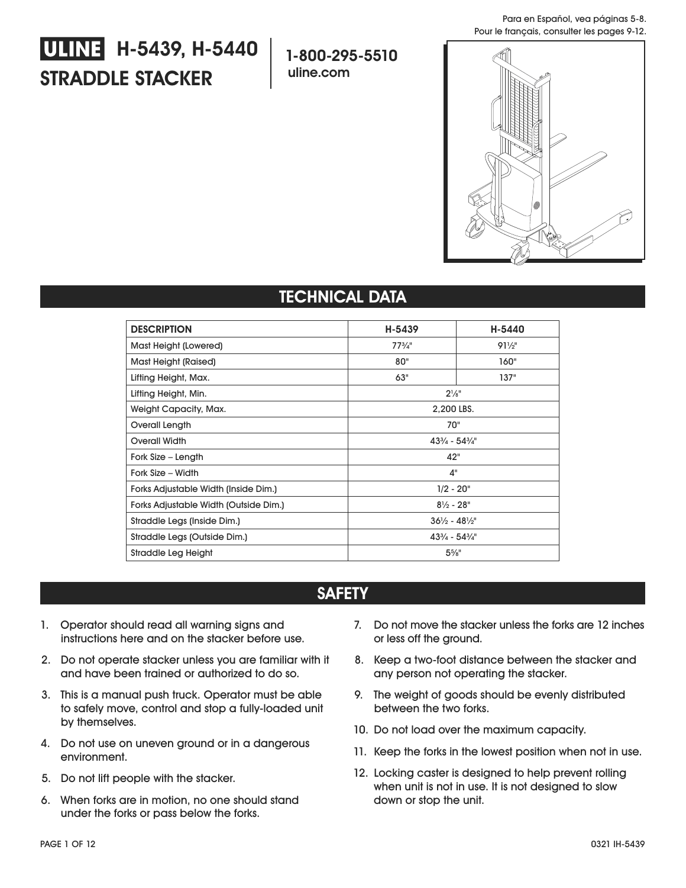Para en Español, vea páginas 5-8.
Pour le français, consulter les pages 9-12.

# ULINE H-5439, H-5440 STRADDLE STACKER

**1-800-295-5510**
**uline.com**

## TECHNICAL DATA

| DESCRIPTION | H-5439 | H-5440 |
|---|---|---|
| Mast Height (Lowered) | 77¾" | 91½" |
| Mast Height (Raised) | 80" | 160" |
| Lifting Height, Max. | 63" | 137" |
| Lifting Height, Min. | 2⅛" | |
| Weight Capacity, Max. | 2,200 LBS. | |
| Overall Length | 70" | |
| Overall Width | 43¾ - 54¾" | |
| Fork Size – Length | 42" | |
| Fork Size – Width | 4" | |
| Forks Adjustable Width (Inside Dim.) | 1/2 - 20" | |
| Forks Adjustable Width (Outside Dim.) | 8½ - 28" | |
| Straddle Legs (Inside Dim.) | 36½ - 48½" | |
| Straddle Legs (Outside Dim.) | 43¾ - 54¾" | |
| Straddle Leg Height | 5⅝" | |

## SAFETY

1. Operator should read all warning signs and instructions here and on the stacker before use.
2. Do not operate stacker unless you are familiar with it and have been trained or authorized to do so.
3. This is a manual push truck. Operator must be able to safely move, control and stop a fully-loaded unit by themselves.
4. Do not use on uneven ground or in a dangerous environment.
5. Do not lift people with the stacker.
6. When forks are in motion, no one should stand under the forks or pass below the forks.
7. Do not move the stacker unless the forks are 12 inches or less off the ground.
8. Keep a two-foot distance between the stacker and any person not operating the stacker.
9. The weight of goods should be evenly distributed between the two forks.
10. Do not load over the maximum capacity.
11. Keep the forks in the lowest position when not in use.
12. Locking caster is designed to help prevent rolling when unit is not in use. It is not designed to slow down or stop the unit.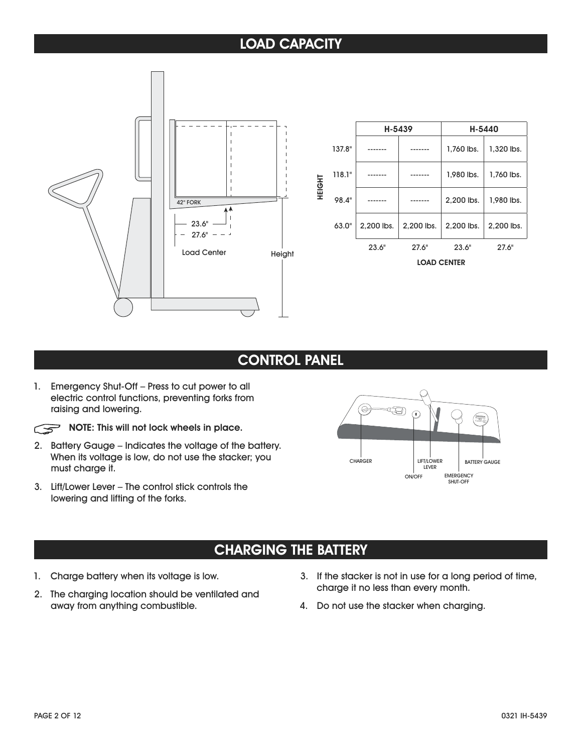## LOAD CAPACITY

| HEIGHT | H-5439 | | H-5440 | |
|---|---|---|---|---|
| 137.8" | ------- | ------- | 1,760 lbs. | 1,320 lbs. |
| 118.1" | ------- | ------- | 1,980 lbs. | 1,760 lbs. |
| 98.4" | ------- | ------- | 2,200 lbs. | 1,980 lbs. |
| 63.0" | 2,200 lbs. | 2,200 lbs. | 2,200 lbs. | 2,200 lbs. |
| LOAD CENTER | 23.6" | 27.6" | 23.6" | 27.6" |

## CONTROL PANEL

1. Emergency Shut-Off – Press to cut power to all electric control functions, preventing forks from raising and lowering.

   **NOTE: This will not lock wheels in place.**

2. Battery Gauge – Indicates the voltage of the battery. When its voltage is low, do not use the stacker; you must charge it.
3. Lift/Lower Lever – The control stick controls the lowering and lifting of the forks.

## CHARGING THE BATTERY

1. Charge battery when its voltage is low.
2. The charging location should be ventilated and away from anything combustible.
3. If the stacker is not in use for a long period of time, charge it no less than every month.
4. Do not use the stacker when charging.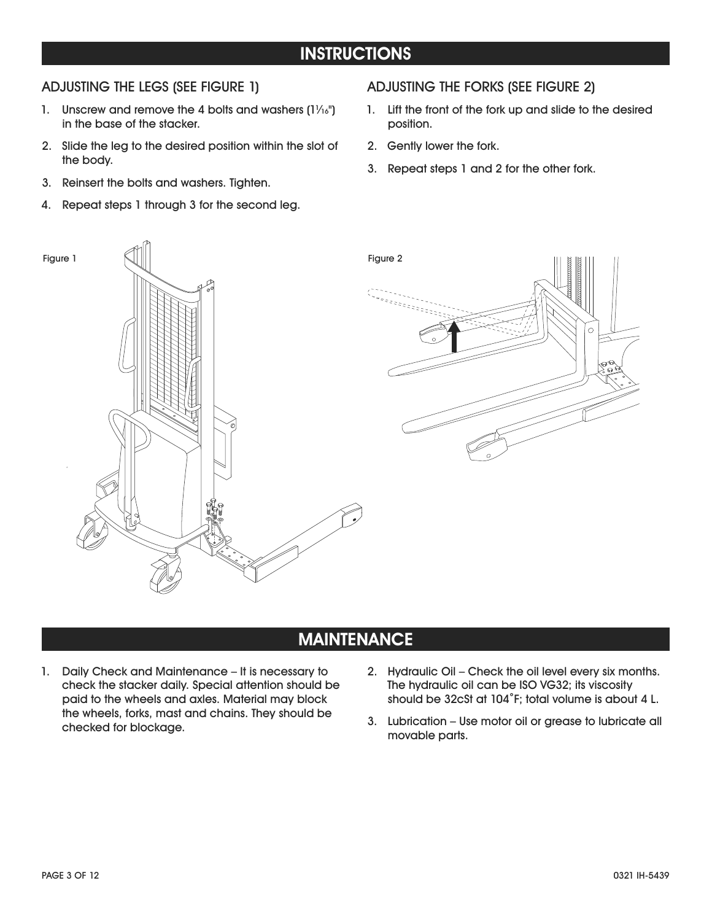## INSTRUCTIONS

### ADJUSTING THE LEGS (SEE FIGURE 1)

1. Unscrew and remove the 4 bolts and washers (1 1⁄16") in the base of the stacker.
2. Slide the leg to the desired position within the slot of the body.
3. Reinsert the bolts and washers. Tighten.
4. Repeat steps 1 through 3 for the second leg.

### ADJUSTING THE FORKS (SEE FIGURE 2)

1. Lift the front of the fork up and slide to the desired position.
2. Gently lower the fork.
3. Repeat steps 1 and 2 for the other fork.

Figure 1

Figure 2

## MAINTENANCE

1. Daily Check and Maintenance – It is necessary to check the stacker daily. Special attention should be paid to the wheels and axles. Material may block the wheels, forks, mast and chains. They should be checked for blockage.
2. Hydraulic Oil – Check the oil level every six months. The hydraulic oil can be ISO VG32; its viscosity should be 32cSt at 104˚F; total volume is about 4 L.
3. Lubrication – Use motor oil or grease to lubricate all movable parts.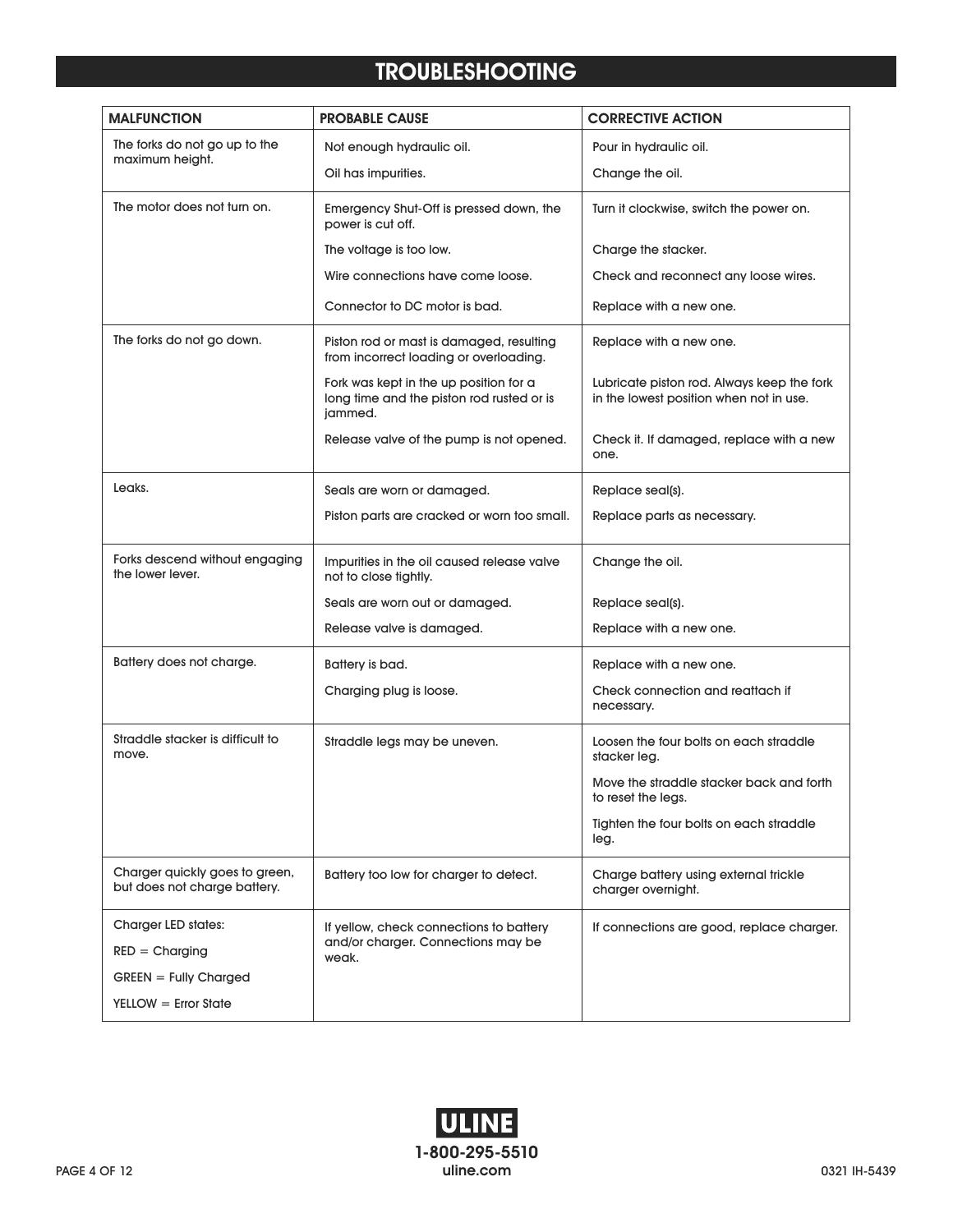# TROUBLESHOOTING

| MALFUNCTION | PROBABLE CAUSE | CORRECTIVE ACTION |
|---|---|---|
| The forks do not go up to the maximum height. | Not enough hydraulic oil. | Pour in hydraulic oil. |
| | Oil has impurities. | Change the oil. |
| The motor does not turn on. | Emergency Shut-Off is pressed down, the power is cut off. | Turn it clockwise, switch the power on. |
| | The voltage is too low. | Charge the stacker. |
| | Wire connections have come loose. | Check and reconnect any loose wires. |
| | Connector to DC motor is bad. | Replace with a new one. |
| The forks do not go down. | Piston rod or mast is damaged, resulting from incorrect loading or overloading. | Replace with a new one. |
| | Fork was kept in the up position for a long time and the piston rod rusted or is jammed. | Lubricate piston rod. Always keep the fork in the lowest position when not in use. |
| | Release valve of the pump is not opened. | Check it. If damaged, replace with a new one. |
| Leaks. | Seals are worn or damaged. | Replace seal(s). |
| | Piston parts are cracked or worn too small. | Replace parts as necessary. |
| Forks descend without engaging the lower lever. | Impurities in the oil caused release valve not to close tightly. | Change the oil. |
| | Seals are worn out or damaged. | Replace seal(s). |
| | Release valve is damaged. | Replace with a new one. |
| Battery does not charge. | Battery is bad. | Replace with a new one. |
| | Charging plug is loose. | Check connection and reattach if necessary. |
| Straddle stacker is difficult to move. | Straddle legs may be uneven. | Loosen the four bolts on each straddle stacker leg. |
| | | Move the straddle stacker back and forth to reset the legs. |
| | | Tighten the four bolts on each straddle leg. |
| Charger quickly goes to green, but does not charge battery. | Battery too low for charger to detect. | Charge battery using external trickle charger overnight. |
| Charger LED states:<br>RED = Charging<br>GREEN = Fully Charged<br>YELLOW = Error State | If yellow, check connections to battery and/or charger. Connections may be weak. | If connections are good, replace charger. |

ULINE
1-800-295-5510
uline.com

0321 IH-5439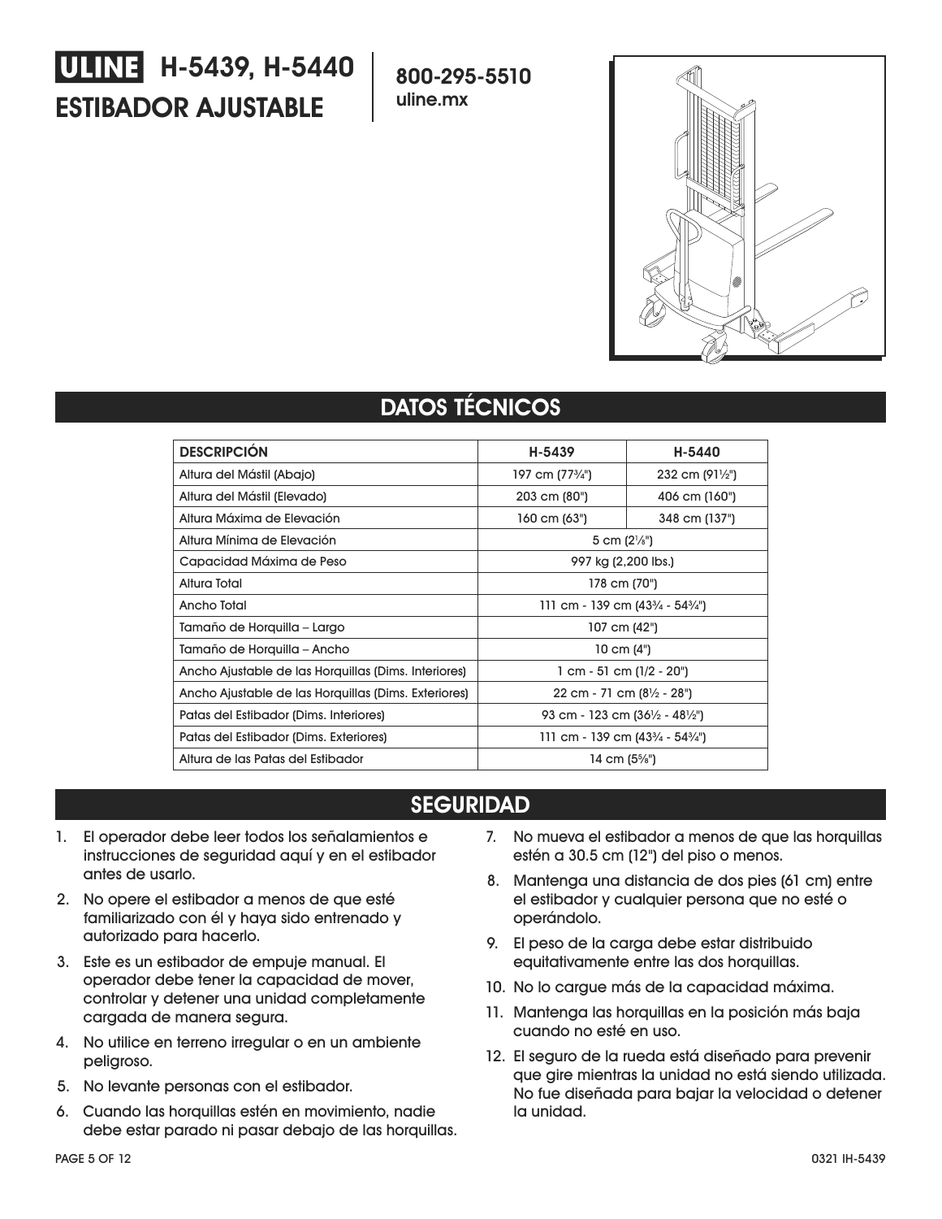# ULINE H-5439, H-5440
# ESTIBADOR AJUSTABLE

**800-295-5510**
**uline.mx**

## DATOS TÉCNICOS

| DESCRIPCIÓN | H-5439 | H-5440 |
|---|---|---|
| Altura del Mástil (Abajo) | 197 cm (77¾") | 232 cm (91½") |
| Altura del Mástil (Elevado) | 203 cm (80") | 406 cm (160") |
| Altura Máxima de Elevación | 160 cm (63") | 348 cm (137") |
| Altura Mínima de Elevación | 5 cm (2⅛") | |
| Capacidad Máxima de Peso | 997 kg (2,200 lbs.) | |
| Altura Total | 178 cm (70") | |
| Ancho Total | 111 cm - 139 cm (43¾ - 54¾") | |
| Tamaño de Horquilla – Largo | 107 cm (42") | |
| Tamaño de Horquilla – Ancho | 10 cm (4") | |
| Ancho Ajustable de las Horquillas (Dims. Interiores) | 1 cm - 51 cm (1/2 - 20") | |
| Ancho Ajustable de las Horquillas (Dims. Exteriores) | 22 cm - 71 cm (8½ - 28") | |
| Patas del Estibador (Dims. Interiores) | 93 cm - 123 cm (36½ - 48½") | |
| Patas del Estibador (Dims. Exteriores) | 111 cm - 139 cm (43¾ - 54¾") | |
| Altura de las Patas del Estibador | 14 cm (5⅝") | |

## SEGURIDAD

1. El operador debe leer todos los señalamientos e instrucciones de seguridad aquí y en el estibador antes de usarlo.
2. No opere el estibador a menos de que esté familiarizado con él y haya sido entrenado y autorizado para hacerlo.
3. Este es un estibador de empuje manual. El operador debe tener la capacidad de mover, controlar y detener una unidad completamente cargada de manera segura.
4. No utilice en terreno irregular o en un ambiente peligroso.
5. No levante personas con el estibador.
6. Cuando las horquillas estén en movimiento, nadie debe estar parado ni pasar debajo de las horquillas.
7. No mueva el estibador a menos de que las horquillas estén a 30.5 cm (12") del piso o menos.
8. Mantenga una distancia de dos pies (61 cm) entre el estibador y cualquier persona que no esté o operándolo.
9. El peso de la carga debe estar distribuido equitativamente entre las dos horquillas.
10. No lo cargue más de la capacidad máxima.
11. Mantenga las horquillas en la posición más baja cuando no esté en uso.
12. El seguro de la rueda está diseñado para prevenir que gire mientras la unidad no está siendo utilizada. No fue diseñada para bajar la velocidad o detener la unidad.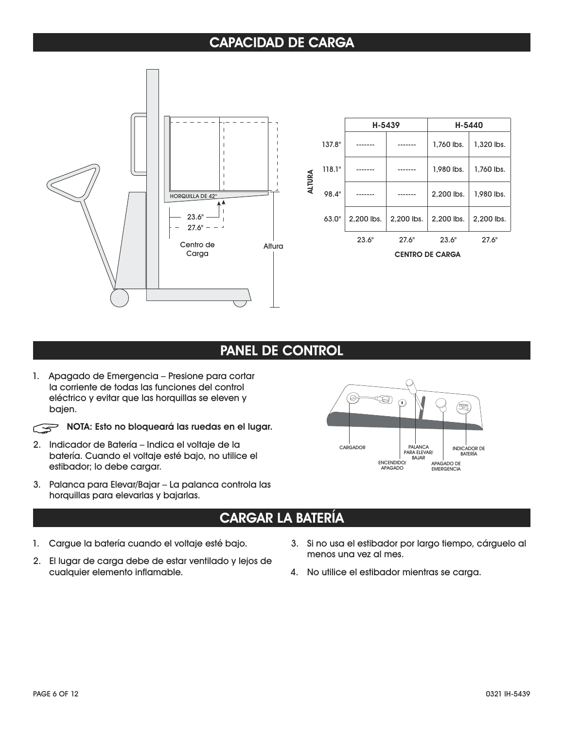## CAPACIDAD DE CARGA

HORQUILLA DE 42"

23.6"

27.6"

Centro de Carga

Altura

| ALTURA | H-5439 | | H-5440 | |
|---|---|---|---|---|
| 137.8" | ------- | ------- | 1,760 lbs. | 1,320 lbs. |
| 118.1" | ------- | ------- | 1,980 lbs. | 1,760 lbs. |
| 98.4" | ------- | ------- | 2,200 lbs. | 1,980 lbs. |
| 63.0" | 2,200 lbs. | 2,200 lbs. | 2,200 lbs. | 2,200 lbs. |
| **CENTRO DE CARGA** | 23.6" | 27.6" | 23.6" | 27.6" |

## PANEL DE CONTROL

1. Apagado de Emergencia – Presione para cortar la corriente de todas las funciones del control eléctrico y evitar que las horquillas se eleven y bajen.

   **NOTA: Esto no bloqueará las ruedas en el lugar.**

2. Indicador de Batería – Indica el voltaje de la batería. Cuando el voltaje esté bajo, no utilice el estibador; lo debe cargar.
3. Palanca para Elevar/Bajar – La palanca controla las horquillas para elevarlas y bajarlas.

CARGADOR

ENCENDIDO/ APAGADO

PALANCA PARA ELEVAR/ BAJAR

APAGADO DE EMERGENCIA

INDICADOR DE BATERÍA

## CARGAR LA BATERÍA

1. Cargue la batería cuando el voltaje esté bajo.
2. El lugar de carga debe de estar ventilado y lejos de cualquier elemento inflamable.
3. Si no usa el estibador por largo tiempo, cárguelo al menos una vez al mes.
4. No utilice el estibador mientras se carga.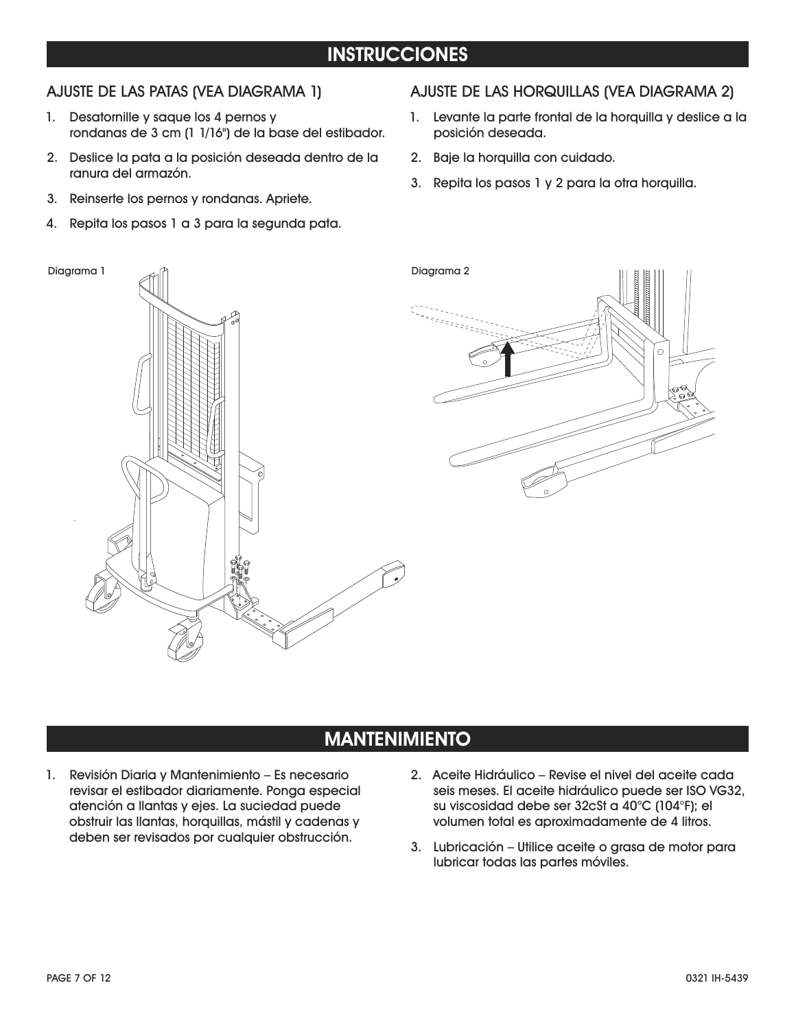# INSTRUCCIONES

## AJUSTE DE LAS PATAS (VEA DIAGRAMA 1)

1. Desatornille y saque los 4 pernos y rondanas de 3 cm (1 1/16") de la base del estibador.
2. Deslice la pata a la posición deseada dentro de la ranura del armazón.
3. Reinserte los pernos y rondanas. Apriete.
4. Repita los pasos 1 a 3 para la segunda pata.

Diagrama 1

## AJUSTE DE LAS HORQUILLAS (VEA DIAGRAMA 2)

1. Levante la parte frontal de la horquilla y deslice a la posición deseada.
2. Baje la horquilla con cuidado.
3. Repita los pasos 1 y 2 para la otra horquilla.

Diagrama 2

# MANTENIMIENTO

1. Revisión Diaria y Mantenimiento – Es necesario revisar el estibador diariamente. Ponga especial atención a llantas y ejes. La suciedad puede obstruir las llantas, horquillas, mástil y cadenas y deben ser revisados por cualquier obstrucción.
2. Aceite Hidráulico – Revise el nivel del aceite cada seis meses. El aceite hidráulico puede ser ISO VG32, su viscosidad debe ser 32cSt a 40°C (104°F); el volumen total es aproximadamente de 4 litros.
3. Lubricación – Utilice aceite o grasa de motor para lubricar todas las partes móviles.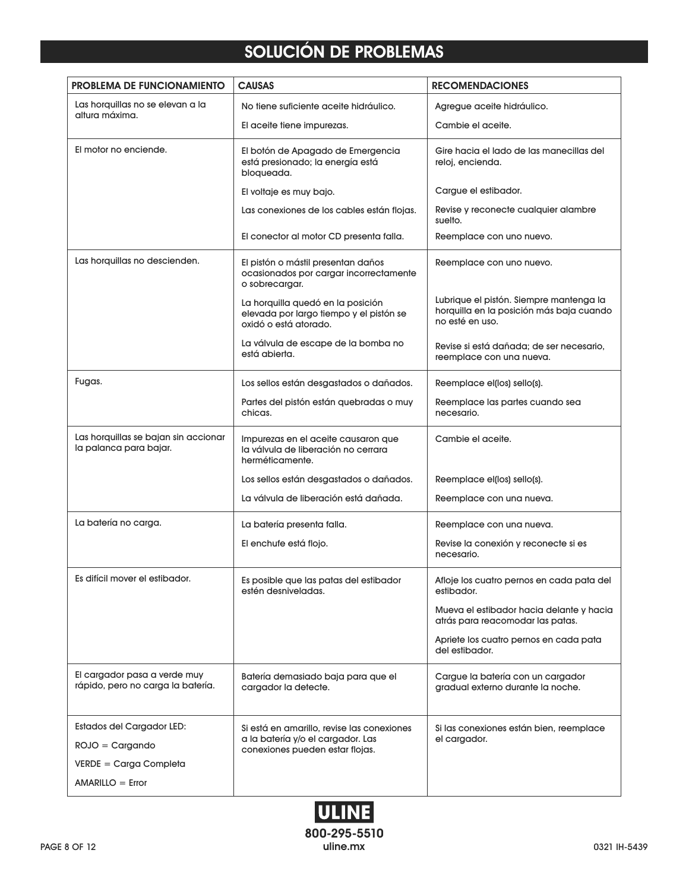# SOLUCIÓN DE PROBLEMAS

| PROBLEMA DE FUNCIONAMIENTO | CAUSAS | RECOMENDACIONES |
|---|---|---|
| Las horquillas no se elevan a la altura máxima. | No tiene suficiente aceite hidráulico. | Agregue aceite hidráulico. |
| | El aceite tiene impurezas. | Cambie el aceite. |
| El motor no enciende. | El botón de Apagado de Emergencia está presionado; la energía está bloqueada. | Gire hacia el lado de las manecillas del reloj, encienda. |
| | El voltaje es muy bajo. | Cargue el estibador. |
| | Las conexiones de los cables están flojas. | Revise y reconecte cualquier alambre suelto. |
| | El conector al motor CD presenta falla. | Reemplace con uno nuevo. |
| Las horquillas no descienden. | El pistón o mástil presentan daños ocasionados por cargar incorrectamente o sobrecargar. | Reemplace con uno nuevo. |
| | La horquilla quedó en la posición elevada por largo tiempo y el pistón se oxidó o está atorado. | Lubrique el pistón. Siempre mantenga la horquilla en la posición más baja cuando no esté en uso. |
| | La válvula de escape de la bomba no está abierta. | Revise si está dañada; de ser necesario, reemplace con una nueva. |
| Fugas. | Los sellos están desgastados o dañados. | Reemplace el(los) sello(s). |
| | Partes del pistón están quebradas o muy chicas. | Reemplace las partes cuando sea necesario. |
| Las horquillas se bajan sin accionar la palanca para bajar. | Impurezas en el aceite causaron que la válvula de liberación no cerrara herméticamente. | Cambie el aceite. |
| | Los sellos están desgastados o dañados. | Reemplace el(los) sello(s). |
| | La válvula de liberación está dañada. | Reemplace con una nueva. |
| La batería no carga. | La batería presenta falla. | Reemplace con una nueva. |
| | El enchufe está flojo. | Revise la conexión y reconecte si es necesario. |
| Es difícil mover el estibador. | Es posible que las patas del estibador estén desniveladas. | Afloje los cuatro pernos en cada pata del estibador. |
| | | Mueva el estibador hacia delante y hacia atrás para reacomodar las patas. |
| | | Apriete los cuatro pernos en cada pata del estibador. |
| El cargador pasa a verde muy rápido, pero no carga la batería. | Batería demasiado baja para que el cargador la detecte. | Cargue la batería con un cargador gradual externo durante la noche. |
| Estados del Cargador LED:<br>ROJO = Cargando<br>VERDE = Carga Completa<br>AMARILLO = Error | Si está en amarillo, revise las conexiones a la batería y/o el cargador. Las conexiones pueden estar flojas. | Si las conexiones están bien, reemplace el cargador. |

ULINE
800-295-5510
uline.mx

0321 IH-5439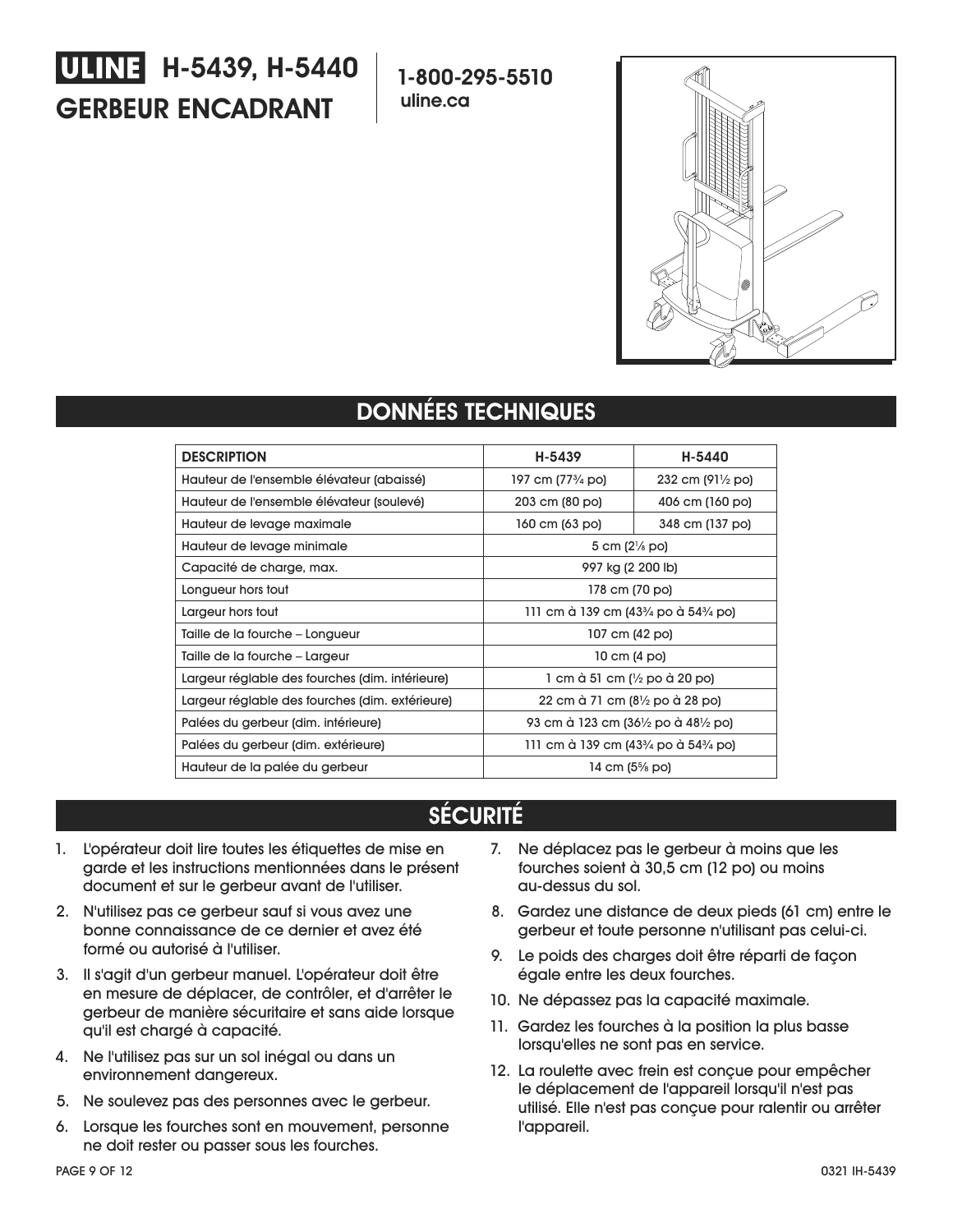# ULINE H-5439, H-5440

# GERBEUR ENCADRANT

**1-800-295-5510**
**uline.ca**

## DONNÉES TECHNIQUES

| DESCRIPTION | H-5439 | H-5440 |
|---|---|---|
| Hauteur de l'ensemble élévateur (abaissé) | 197 cm (77¾ po) | 232 cm (91½ po) |
| Hauteur de l'ensemble élévateur (soulevé) | 203 cm (80 po) | 406 cm (160 po) |
| Hauteur de levage maximale | 160 cm (63 po) | 348 cm (137 po) |
| Hauteur de levage minimale | 5 cm (2⅛ po) | |
| Capacité de charge, max. | 997 kg (2 200 lb) | |
| Longueur hors tout | 178 cm (70 po) | |
| Largeur hors tout | 111 cm à 139 cm (43¾ po à 54¾ po) | |
| Taille de la fourche – Longueur | 107 cm (42 po) | |
| Taille de la fourche – Largeur | 10 cm (4 po) | |
| Largeur réglable des fourches (dim. intérieure) | 1 cm à 51 cm (½ po à 20 po) | |
| Largeur réglable des fourches (dim. extérieure) | 22 cm à 71 cm (8½ po à 28 po) | |
| Palées du gerbeur (dim. intérieure) | 93 cm à 123 cm (36½ po à 48½ po) | |
| Palées du gerbeur (dim. extérieure) | 111 cm à 139 cm (43¾ po à 54¾ po) | |
| Hauteur de la palée du gerbeur | 14 cm (5⅝ po) | |

## SÉCURITÉ

1. L'opérateur doit lire toutes les étiquettes de mise en garde et les instructions mentionnées dans le présent document et sur le gerbeur avant de l'utiliser.
2. N'utilisez pas ce gerbeur sauf si vous avez une bonne connaissance de ce dernier et avez été formé ou autorisé à l'utiliser.
3. Il s'agit d'un gerbeur manuel. L'opérateur doit être en mesure de déplacer, de contrôler, et d'arrêter le gerbeur de manière sécuritaire et sans aide lorsque qu'il est chargé à capacité.
4. Ne l'utilisez pas sur un sol inégal ou dans un environnement dangereux.
5. Ne soulevez pas des personnes avec le gerbeur.
6. Lorsque les fourches sont en mouvement, personne ne doit rester ou passer sous les fourches.
7. Ne déplacez pas le gerbeur à moins que les fourches soient à 30,5 cm (12 po) ou moins au-dessus du sol.
8. Gardez une distance de deux pieds (61 cm) entre le gerbeur et toute personne n'utilisant pas celui-ci.
9. Le poids des charges doit être réparti de façon égale entre les deux fourches.
10. Ne dépassez pas la capacité maximale.
11. Gardez les fourches à la position la plus basse lorsqu'elles ne sont pas en service.
12. La roulette avec frein est conçue pour empêcher le déplacement de l'appareil lorsqu'il n'est pas utilisé. Elle n'est pas conçue pour ralentir ou arrêter l'appareil.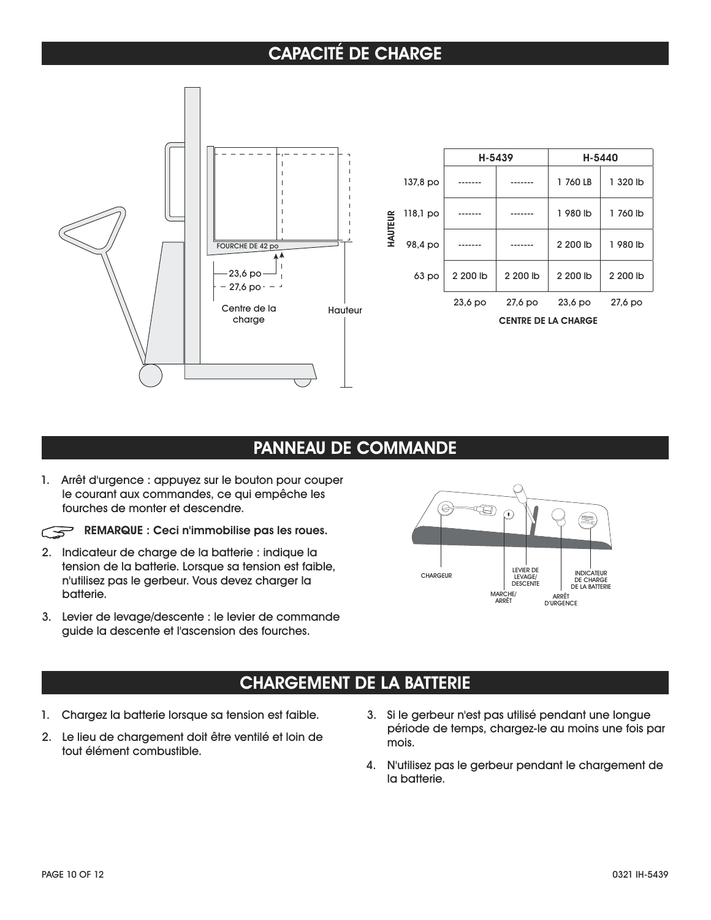## CAPACITÉ DE CHARGE

FOURCHE DE 42 po

23,6 po

27,6 po

Centre de la charge

Hauteur

| HAUTEUR | H-5439 | | H-5440 | |
|---|---|---|---|---|
| 137,8 po | ------- | ------- | 1 760 LB | 1 320 lb |
| 118,1 po | ------- | ------- | 1 980 lb | 1 760 lb |
| 98,4 po | ------- | ------- | 2 200 lb | 1 980 lb |
| 63 po | 2 200 lb | 2 200 lb | 2 200 lb | 2 200 lb |
| | 23,6 po | 27,6 po | 23,6 po | 27,6 po |

CENTRE DE LA CHARGE

## PANNEAU DE COMMANDE

1. Arrêt d'urgence : appuyez sur le bouton pour couper le courant aux commandes, ce qui empêche les fourches de monter et descendre.

   **REMARQUE : Ceci n'immobilise pas les roues.**

2. Indicateur de charge de la batterie : indique la tension de la batterie. Lorsque sa tension est faible, n'utilisez pas le gerbeur. Vous devez charger la batterie.
3. Levier de levage/descente : le levier de commande guide la descente et l'ascension des fourches.

CHARGEUR · MARCHE/ARRÊT · LEVIER DE LEVAGE/DESCENTE · ARRÊT D'URGENCE · INDICATEUR DE CHARGE DE LA BATTERIE

## CHARGEMENT DE LA BATTERIE

1. Chargez la batterie lorsque sa tension est faible.
2. Le lieu de chargement doit être ventilé et loin de tout élément combustible.
3. Si le gerbeur n'est pas utilisé pendant une longue période de temps, chargez-le au moins une fois par mois.
4. N'utilisez pas le gerbeur pendant le chargement de la batterie.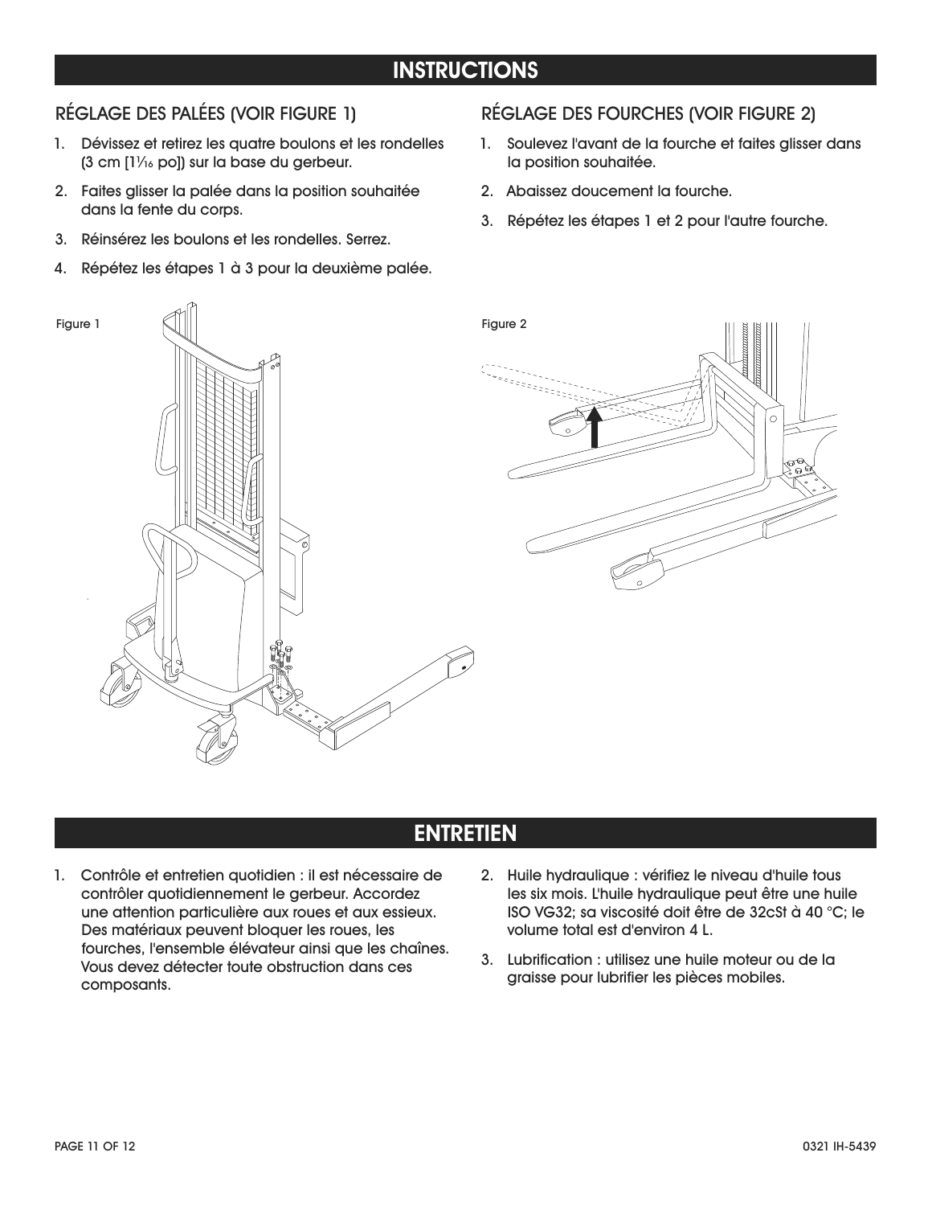## INSTRUCTIONS

### RÉGLAGE DES PALÉES (VOIR FIGURE 1)

1. Dévissez et retirez les quatre boulons et les rondelles (3 cm [1¹⁄₁₆ po]) sur la base du gerbeur.
2. Faites glisser la palée dans la position souhaitée dans la fente du corps.
3. Réinsérez les boulons et les rondelles. Serrez.
4. Répétez les étapes 1 à 3 pour la deuxième palée.

Figure 1

### RÉGLAGE DES FOURCHES (VOIR FIGURE 2)

1. Soulevez l'avant de la fourche et faites glisser dans la position souhaitée.
2. Abaissez doucement la fourche.
3. Répétez les étapes 1 et 2 pour l'autre fourche.

Figure 2

## ENTRETIEN

1. Contrôle et entretien quotidien : il est nécessaire de contrôler quotidiennement le gerbeur. Accordez une attention particulière aux roues et aux essieux. Des matériaux peuvent bloquer les roues, les fourches, l'ensemble élévateur ainsi que les chaînes. Vous devez détecter toute obstruction dans ces composants.
2. Huile hydraulique : vérifiez le niveau d'huile tous les six mois. L'huile hydraulique peut être une huile ISO VG32; sa viscosité doit être de 32cSt à 40 °C; le volume total est d'environ 4 L.
3. Lubrification : utilisez une huile moteur ou de la graisse pour lubrifier les pièces mobiles.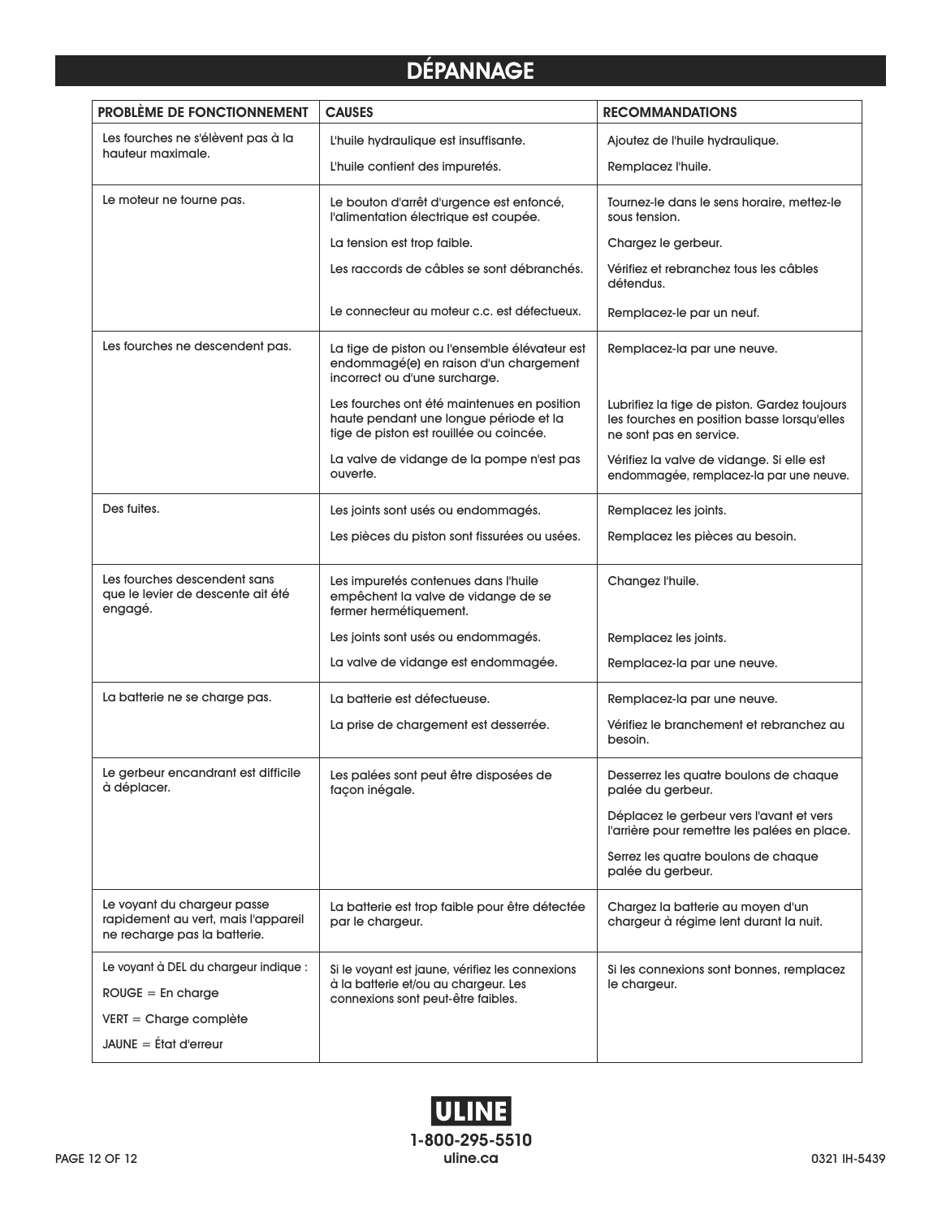# DÉPANNAGE

| PROBLÈME DE FONCTIONNEMENT | CAUSES | RECOMMANDATIONS |
| --- | --- | --- |
| Les fourches ne s'élèvent pas à la hauteur maximale. | L'huile hydraulique est insuffisante. | Ajoutez de l'huile hydraulique. |
| | L'huile contient des impuretés. | Remplacez l'huile. |
| Le moteur ne tourne pas. | Le bouton d'arrêt d'urgence est enfoncé, l'alimentation électrique est coupée. | Tournez-le dans le sens horaire, mettez-le sous tension. |
| | La tension est trop faible. | Chargez le gerbeur. |
| | Les raccords de câbles se sont débranchés. | Vérifiez et rebranchez tous les câbles détendus. |
| | Le connecteur au moteur c.c. est défectueux. | Remplacez-le par un neuf. |
| Les fourches ne descendent pas. | La tige de piston ou l'ensemble élévateur est endommagé(e) en raison d'un chargement incorrect ou d'une surcharge. | Remplacez-la par une neuve. |
| | Les fourches ont été maintenues en position haute pendant une longue période et la tige de piston est rouillée ou coincée. | Lubrifiez la tige de piston. Gardez toujours les fourches en position basse lorsqu'elles ne sont pas en service. |
| | La valve de vidange de la pompe n'est pas ouverte. | Vérifiez la valve de vidange. Si elle est endommagée, remplacez-la par une neuve. |
| Des fuites. | Les joints sont usés ou endommagés. | Remplacez les joints. |
| | Les pièces du piston sont fissurées ou usées. | Remplacez les pièces au besoin. |
| Les fourches descendent sans que le levier de descente ait été engagé. | Les impuretés contenues dans l'huile empêchent la valve de vidange de se fermer hermétiquement. | Changez l'huile. |
| | Les joints sont usés ou endommagés. | Remplacez les joints. |
| | La valve de vidange est endommagée. | Remplacez-la par une neuve. |
| La batterie ne se charge pas. | La batterie est défectueuse. | Remplacez-la par une neuve. |
| | La prise de chargement est desserrée. | Vérifiez le branchement et rebranchez au besoin. |
| Le gerbeur encandrant est difficile à déplacer. | Les palées sont peut être disposées de façon inégale. | Desserrez les quatre boulons de chaque palée du gerbeur. |
| | | Déplacez le gerbeur vers l'avant et vers l'arrière pour remettre les palées en place. |
| | | Serrez les quatre boulons de chaque palée du gerbeur. |
| Le voyant du chargeur passe rapidement au vert, mais l'appareil ne recharge pas la batterie. | La batterie est trop faible pour être détectée par le chargeur. | Chargez la batterie au moyen d'un chargeur à régime lent durant la nuit. |
| Le voyant à DEL du chargeur indique :<br>ROUGE = En charge<br>VERT = Charge complète<br>JAUNE = État d'erreur | Si le voyant est jaune, vérifiez les connexions à la batterie et/ou au chargeur. Les connexions sont peut-être faibles. | Si les connexions sont bonnes, remplacez le chargeur. |

ULINE

1-800-295-5510

uline.ca

0321 IH-5439